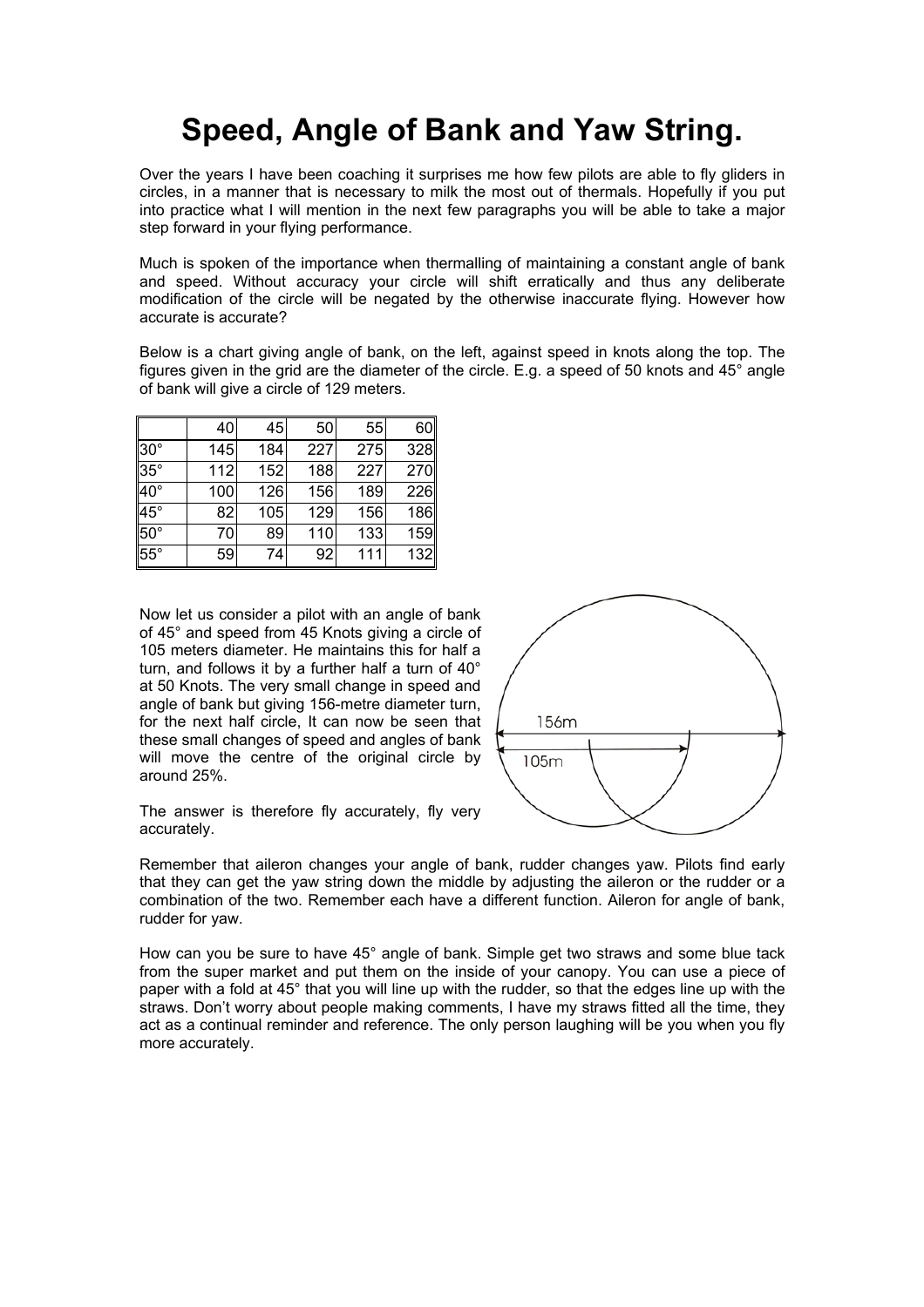# Speed, Angle of Bank and Yaw String.

Over the years I have been coaching it surprises me how few pilots are able to fly gliders in circles, in a manner that is necessary to milk the most out of thermals. Hopefully if you put into practice what I will mention in the next few paragraphs you will be able to take a major step forward in your flying performance.

Much is spoken of the importance when thermalling of maintaining a constant angle of bank and speed. Without accuracy your circle will shift erratically and thus any deliberate modification of the circle will be negated by the otherwise inaccurate flying. However how accurate is accurate?

Below is a chart giving angle of bank, on the left, against speed in knots along the top. The figures given in the grid are the diameter of the circle. E.g. a speed of 50 knots and 45° angle of bank will give a circle of 129 meters.

| | 40 | 45 | 50 | 55 | 60 |
|---|---|---|---|---|---|
| 30° | 145 | 184 | 227 | 275 | 328 |
| 35° | 112 | 152 | 188 | 227 | 270 |
| 40° | 100 | 126 | 156 | 189 | 226 |
| 45° | 82 | 105 | 129 | 156 | 186 |
| 50° | 70 | 89 | 110 | 133 | 159 |
| 55° | 59 | 74 | 92 | 111 | 132 |

Now let us consider a pilot with an angle of bank of 45° and speed from 45 Knots giving a circle of 105 meters diameter. He maintains this for half a turn, and follows it by a further half a turn of 40° at 50 Knots. The very small change in speed and angle of bank but giving 156-metre diameter turn, for the next half circle, It can now be seen that these small changes of speed and angles of bank will move the centre of the original circle by around 25%.

156m

105m

The answer is therefore fly accurately, fly very accurately.

Remember that aileron changes your angle of bank, rudder changes yaw. Pilots find early that they can get the yaw string down the middle by adjusting the aileron or the rudder or a combination of the two. Remember each have a different function. Aileron for angle of bank, rudder for yaw.

How can you be sure to have 45° angle of bank. Simple get two straws and some blue tack from the super market and put them on the inside of your canopy. You can use a piece of paper with a fold at 45° that you will line up with the rudder, so that the edges line up with the straws. Don't worry about people making comments, I have my straws fitted all the time, they act as a continual reminder and reference. The only person laughing will be you when you fly more accurately.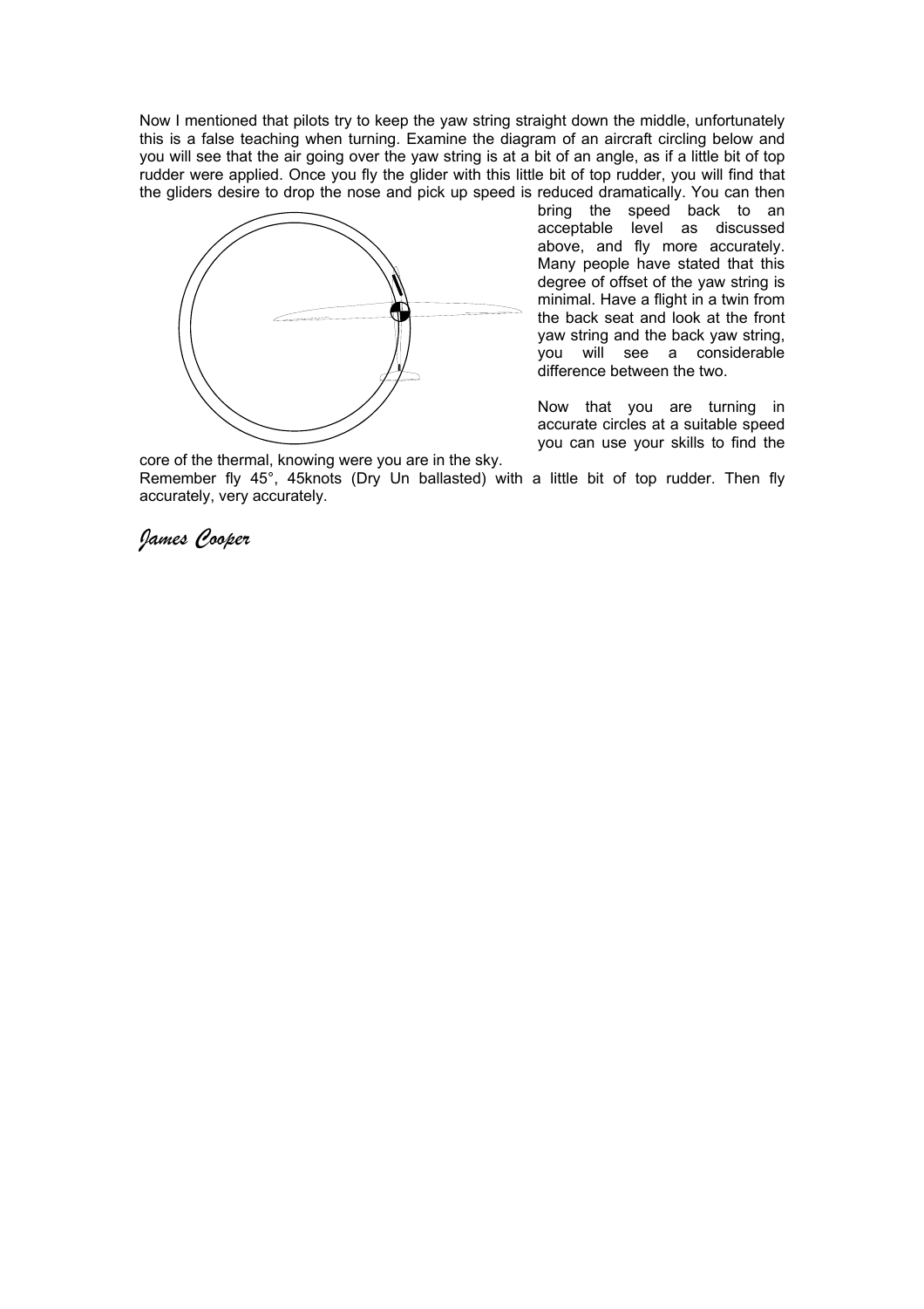Now I mentioned that pilots try to keep the yaw string straight down the middle, unfortunately this is a false teaching when turning. Examine the diagram of an aircraft circling below and you will see that the air going over the yaw string is at a bit of an angle, as if a little bit of top rudder were applied. Once you fly the glider with this little bit of top rudder, you will find that the gliders desire to drop the nose and pick up speed is reduced dramatically. You can then bring the speed back to an acceptable level as discussed above, and fly more accurately. Many people have stated that this degree of offset of the yaw string is minimal. Have a flight in a twin from the back seat and look at the front yaw string and the back yaw string, you will see a considerable difference between the two.

Now that you are turning in accurate circles at a suitable speed you can use your skills to find the core of the thermal, knowing were you are in the sky.

Remember fly 45°, 45knots (Dry Un ballasted) with a little bit of top rudder. Then fly accurately, very accurately.

*James Cooper*